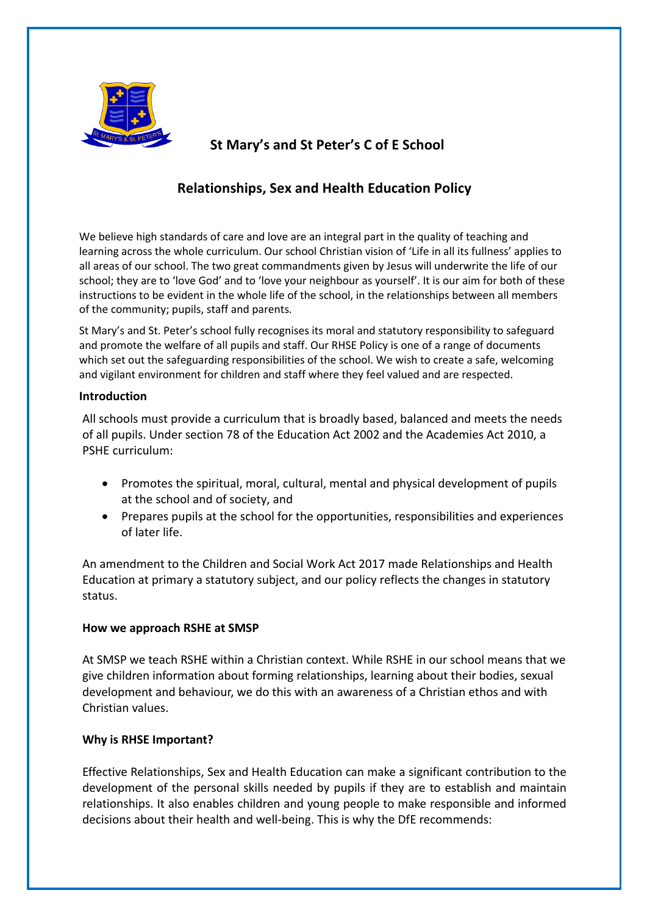# St Mary's and St Peter's C of E School

## Relationships, Sex and Health Education Policy

We believe high standards of care and love are an integral part in the quality of teaching and learning across the whole curriculum. Our school Christian vision of 'Life in all its fullness' applies to all areas of our school. The two great commandments given by Jesus will underwrite the life of our school; they are to 'love God' and to 'love your neighbour as yourself'. It is our aim for both of these instructions to be evident in the whole life of the school, in the relationships between all members of the community; pupils, staff and parents.

St Mary's and St. Peter's school fully recognises its moral and statutory responsibility to safeguard and promote the welfare of all pupils and staff. Our RHSE Policy is one of a range of documents which set out the safeguarding responsibilities of the school. We wish to create a safe, welcoming and vigilant environment for children and staff where they feel valued and are respected.

### Introduction

All schools must provide a curriculum that is broadly based, balanced and meets the needs of all pupils. Under section 78 of the Education Act 2002 and the Academies Act 2010, a PSHE curriculum:

- Promotes the spiritual, moral, cultural, mental and physical development of pupils at the school and of society, and
- Prepares pupils at the school for the opportunities, responsibilities and experiences of later life.

An amendment to the Children and Social Work Act 2017 made Relationships and Health Education at primary a statutory subject, and our policy reflects the changes in statutory status.

### How we approach RSHE at SMSP

At SMSP we teach RSHE within a Christian context. While RSHE in our school means that we give children information about forming relationships, learning about their bodies, sexual development and behaviour, we do this with an awareness of a Christian ethos and with Christian values.

### Why is RHSE Important?

Effective Relationships, Sex and Health Education can make a significant contribution to the development of the personal skills needed by pupils if they are to establish and maintain relationships. It also enables children and young people to make responsible and informed decisions about their health and well-being. This is why the DfE recommends: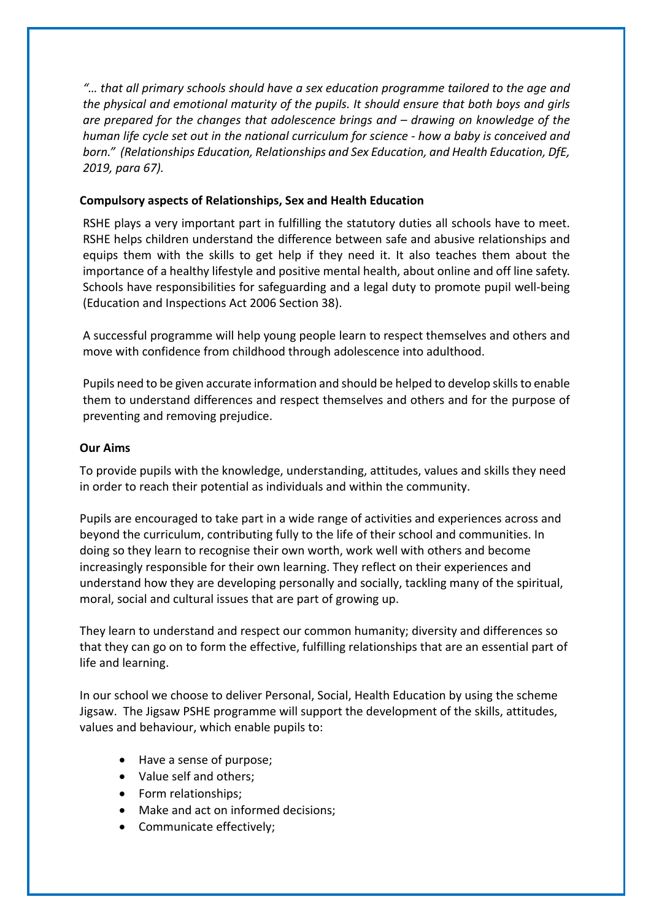*"… that all primary schools should have a sex education programme tailored to the age and the physical and emotional maturity of the pupils. It should ensure that both boys and girls are prepared for the changes that adolescence brings and – drawing on knowledge of the human life cycle set out in the national curriculum for science - how a baby is conceived and born." (Relationships Education, Relationships and Sex Education, and Health Education, DfE, 2019, para 67).*

**Compulsory aspects of Relationships, Sex and Health Education**

RSHE plays a very important part in fulfilling the statutory duties all schools have to meet. RSHE helps children understand the difference between safe and abusive relationships and equips them with the skills to get help if they need it. It also teaches them about the importance of a healthy lifestyle and positive mental health, about online and off line safety. Schools have responsibilities for safeguarding and a legal duty to promote pupil well-being (Education and Inspections Act 2006 Section 38).

A successful programme will help young people learn to respect themselves and others and move with confidence from childhood through adolescence into adulthood.

Pupils need to be given accurate information and should be helped to develop skills to enable them to understand differences and respect themselves and others and for the purpose of preventing and removing prejudice.

**Our Aims**

To provide pupils with the knowledge, understanding, attitudes, values and skills they need in order to reach their potential as individuals and within the community.

Pupils are encouraged to take part in a wide range of activities and experiences across and beyond the curriculum, contributing fully to the life of their school and communities. In doing so they learn to recognise their own worth, work well with others and become increasingly responsible for their own learning. They reflect on their experiences and understand how they are developing personally and socially, tackling many of the spiritual, moral, social and cultural issues that are part of growing up.

They learn to understand and respect our common humanity; diversity and differences so that they can go on to form the effective, fulfilling relationships that are an essential part of life and learning.

In our school we choose to deliver Personal, Social, Health Education by using the scheme Jigsaw. The Jigsaw PSHE programme will support the development of the skills, attitudes, values and behaviour, which enable pupils to:

- Have a sense of purpose;
- Value self and others;
- Form relationships;
- Make and act on informed decisions;
- Communicate effectively;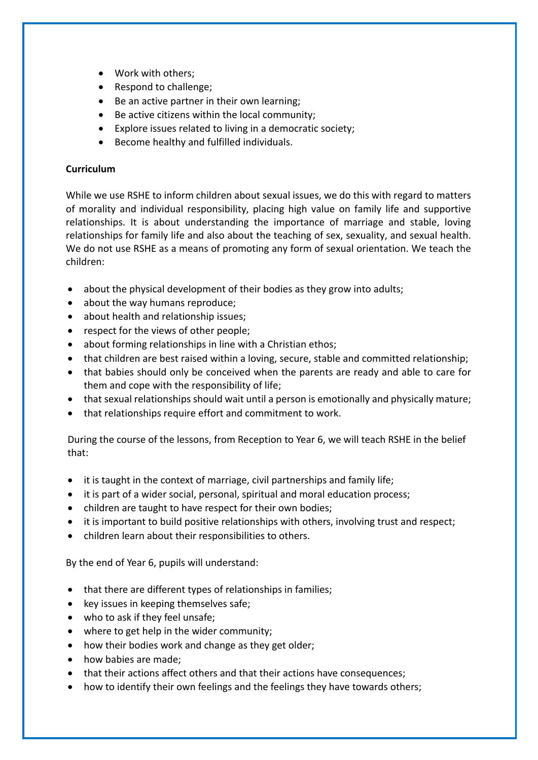- Work with others;
- Respond to challenge;
- Be an active partner in their own learning;
- Be active citizens within the local community;
- Explore issues related to living in a democratic society;
- Become healthy and fulfilled individuals.

**Curriculum**

While we use RSHE to inform children about sexual issues, we do this with regard to matters of morality and individual responsibility, placing high value on family life and supportive relationships. It is about understanding the importance of marriage and stable, loving relationships for family life and also about the teaching of sex, sexuality, and sexual health. We do not use RSHE as a means of promoting any form of sexual orientation. We teach the children:

- about the physical development of their bodies as they grow into adults;
- about the way humans reproduce;
- about health and relationship issues;
- respect for the views of other people;
- about forming relationships in line with a Christian ethos;
- that children are best raised within a loving, secure, stable and committed relationship;
- that babies should only be conceived when the parents are ready and able to care for them and cope with the responsibility of life;
- that sexual relationships should wait until a person is emotionally and physically mature;
- that relationships require effort and commitment to work.

During the course of the lessons, from Reception to Year 6, we will teach RSHE in the belief that:

- it is taught in the context of marriage, civil partnerships and family life;
- it is part of a wider social, personal, spiritual and moral education process;
- children are taught to have respect for their own bodies;
- it is important to build positive relationships with others, involving trust and respect;
- children learn about their responsibilities to others.

By the end of Year 6, pupils will understand:

- that there are different types of relationships in families;
- key issues in keeping themselves safe;
- who to ask if they feel unsafe;
- where to get help in the wider community;
- how their bodies work and change as they get older;
- how babies are made;
- that their actions affect others and that their actions have consequences;
- how to identify their own feelings and the feelings they have towards others;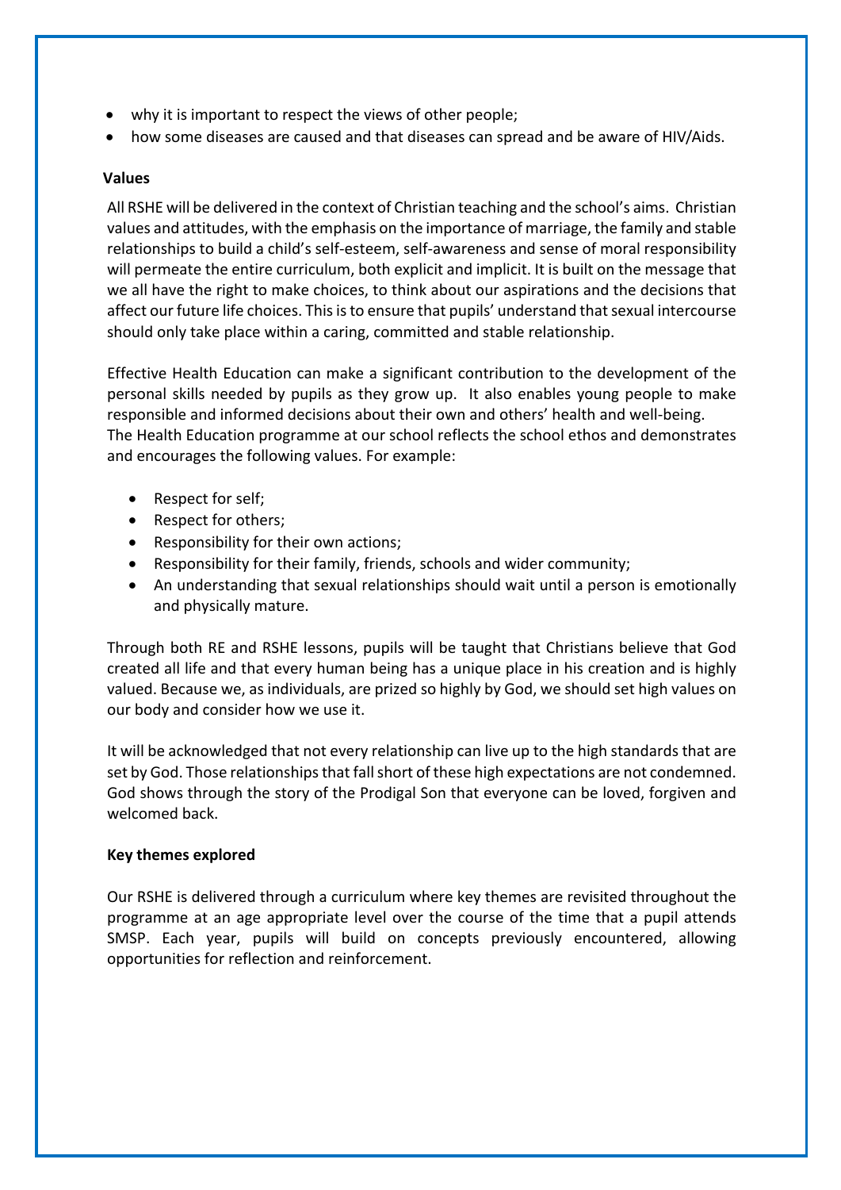- why it is important to respect the views of other people;
- how some diseases are caused and that diseases can spread and be aware of HIV/Aids.

**Values**

All RSHE will be delivered in the context of Christian teaching and the school's aims. Christian values and attitudes, with the emphasis on the importance of marriage, the family and stable relationships to build a child's self-esteem, self-awareness and sense of moral responsibility will permeate the entire curriculum, both explicit and implicit. It is built on the message that we all have the right to make choices, to think about our aspirations and the decisions that affect our future life choices. This is to ensure that pupils' understand that sexual intercourse should only take place within a caring, committed and stable relationship.

Effective Health Education can make a significant contribution to the development of the personal skills needed by pupils as they grow up. It also enables young people to make responsible and informed decisions about their own and others' health and well-being. The Health Education programme at our school reflects the school ethos and demonstrates and encourages the following values. For example:

- Respect for self;
- Respect for others;
- Responsibility for their own actions;
- Responsibility for their family, friends, schools and wider community;
- An understanding that sexual relationships should wait until a person is emotionally and physically mature.

Through both RE and RSHE lessons, pupils will be taught that Christians believe that God created all life and that every human being has a unique place in his creation and is highly valued. Because we, as individuals, are prized so highly by God, we should set high values on our body and consider how we use it.

It will be acknowledged that not every relationship can live up to the high standards that are set by God. Those relationships that fall short of these high expectations are not condemned. God shows through the story of the Prodigal Son that everyone can be loved, forgiven and welcomed back.

**Key themes explored**

Our RSHE is delivered through a curriculum where key themes are revisited throughout the programme at an age appropriate level over the course of the time that a pupil attends SMSP. Each year, pupils will build on concepts previously encountered, allowing opportunities for reflection and reinforcement.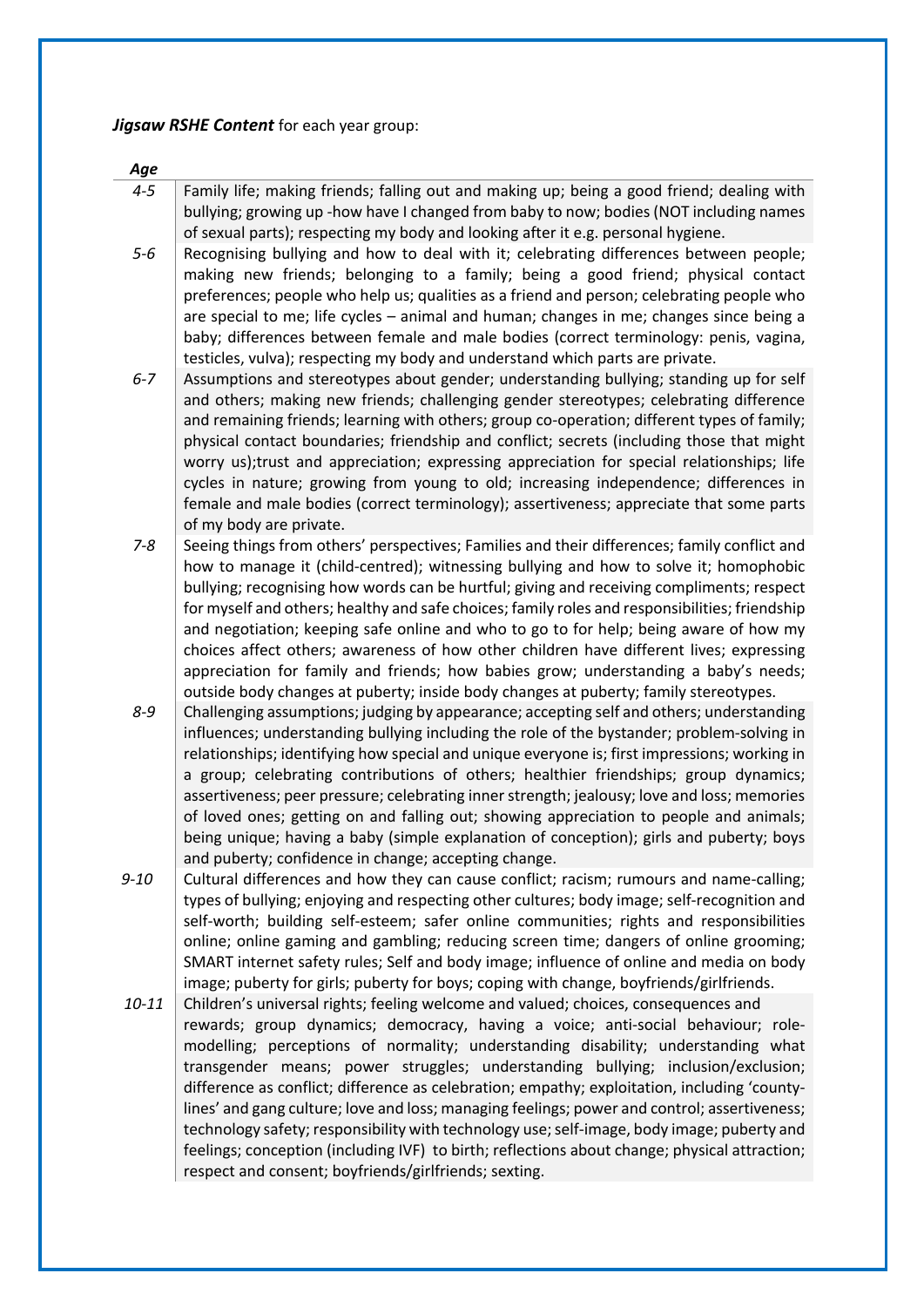***Jigsaw RSHE Content*** for each year group:

| *Age* | |
|---|---|
| *4-5* | Family life; making friends; falling out and making up; being a good friend; dealing with bullying; growing up -how have I changed from baby to now; bodies (NOT including names of sexual parts); respecting my body and looking after it e.g. personal hygiene. |
| *5-6* | Recognising bullying and how to deal with it; celebrating differences between people; making new friends; belonging to a family; being a good friend; physical contact preferences; people who help us; qualities as a friend and person; celebrating people who are special to me; life cycles – animal and human; changes in me; changes since being a baby; differences between female and male bodies (correct terminology: penis, vagina, testicles, vulva); respecting my body and understand which parts are private. |
| *6-7* | Assumptions and stereotypes about gender; understanding bullying; standing up for self and others; making new friends; challenging gender stereotypes; celebrating difference and remaining friends; learning with others; group co-operation; different types of family; physical contact boundaries; friendship and conflict; secrets (including those that might worry us);trust and appreciation; expressing appreciation for special relationships; life cycles in nature; growing from young to old; increasing independence; differences in female and male bodies (correct terminology); assertiveness; appreciate that some parts of my body are private. |
| *7-8* | Seeing things from others' perspectives; Families and their differences; family conflict and how to manage it (child-centred); witnessing bullying and how to solve it; homophobic bullying; recognising how words can be hurtful; giving and receiving compliments; respect for myself and others; healthy and safe choices; family roles and responsibilities; friendship and negotiation; keeping safe online and who to go to for help; being aware of how my choices affect others; awareness of how other children have different lives; expressing appreciation for family and friends; how babies grow; understanding a baby's needs; outside body changes at puberty; inside body changes at puberty; family stereotypes. |
| *8-9* | Challenging assumptions; judging by appearance; accepting self and others; understanding influences; understanding bullying including the role of the bystander; problem-solving in relationships; identifying how special and unique everyone is; first impressions; working in a group; celebrating contributions of others; healthier friendships; group dynamics; assertiveness; peer pressure; celebrating inner strength; jealousy; love and loss; memories of loved ones; getting on and falling out; showing appreciation to people and animals; being unique; having a baby (simple explanation of conception); girls and puberty; boys and puberty; confidence in change; accepting change. |
| *9-10* | Cultural differences and how they can cause conflict; racism; rumours and name-calling; types of bullying; enjoying and respecting other cultures; body image; self-recognition and self-worth; building self-esteem; safer online communities; rights and responsibilities online; online gaming and gambling; reducing screen time; dangers of online grooming; SMART internet safety rules; Self and body image; influence of online and media on body image; puberty for girls; puberty for boys; coping with change, boyfriends/girlfriends. |
| *10-11* | Children's universal rights; feeling welcome and valued; choices, consequences and rewards; group dynamics; democracy, having a voice; anti-social behaviour; role-modelling; perceptions of normality; understanding disability; understanding what transgender means; power struggles; understanding bullying; inclusion/exclusion; difference as conflict; difference as celebration; empathy; exploitation, including 'county-lines' and gang culture; love and loss; managing feelings; power and control; assertiveness; technology safety; responsibility with technology use; self-image, body image; puberty and feelings; conception (including IVF) to birth; reflections about change; physical attraction; respect and consent; boyfriends/girlfriends; sexting. |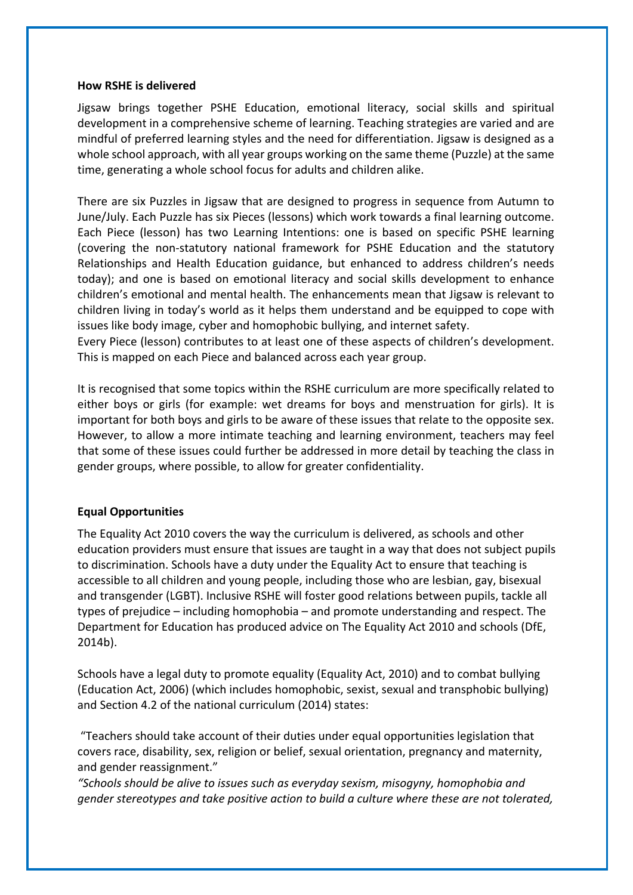**How RSHE is delivered**

Jigsaw brings together PSHE Education, emotional literacy, social skills and spiritual development in a comprehensive scheme of learning. Teaching strategies are varied and are mindful of preferred learning styles and the need for differentiation. Jigsaw is designed as a whole school approach, with all year groups working on the same theme (Puzzle) at the same time, generating a whole school focus for adults and children alike.

There are six Puzzles in Jigsaw that are designed to progress in sequence from Autumn to June/July. Each Puzzle has six Pieces (lessons) which work towards a final learning outcome. Each Piece (lesson) has two Learning Intentions: one is based on specific PSHE learning (covering the non-statutory national framework for PSHE Education and the statutory Relationships and Health Education guidance, but enhanced to address children's needs today); and one is based on emotional literacy and social skills development to enhance children's emotional and mental health. The enhancements mean that Jigsaw is relevant to children living in today's world as it helps them understand and be equipped to cope with issues like body image, cyber and homophobic bullying, and internet safety.
Every Piece (lesson) contributes to at least one of these aspects of children's development. This is mapped on each Piece and balanced across each year group.

It is recognised that some topics within the RSHE curriculum are more specifically related to either boys or girls (for example: wet dreams for boys and menstruation for girls). It is important for both boys and girls to be aware of these issues that relate to the opposite sex. However, to allow a more intimate teaching and learning environment, teachers may feel that some of these issues could further be addressed in more detail by teaching the class in gender groups, where possible, to allow for greater confidentiality.

**Equal Opportunities**

The Equality Act 2010 covers the way the curriculum is delivered, as schools and other education providers must ensure that issues are taught in a way that does not subject pupils to discrimination. Schools have a duty under the Equality Act to ensure that teaching is accessible to all children and young people, including those who are lesbian, gay, bisexual and transgender (LGBT). Inclusive RSHE will foster good relations between pupils, tackle all types of prejudice – including homophobia – and promote understanding and respect. The Department for Education has produced advice on The Equality Act 2010 and schools (DfE, 2014b).

Schools have a legal duty to promote equality (Equality Act, 2010) and to combat bullying (Education Act, 2006) (which includes homophobic, sexist, sexual and transphobic bullying) and Section 4.2 of the national curriculum (2014) states:

"Teachers should take account of their duties under equal opportunities legislation that covers race, disability, sex, religion or belief, sexual orientation, pregnancy and maternity, and gender reassignment."
*"Schools should be alive to issues such as everyday sexism, misogyny, homophobia and gender stereotypes and take positive action to build a culture where these are not tolerated,*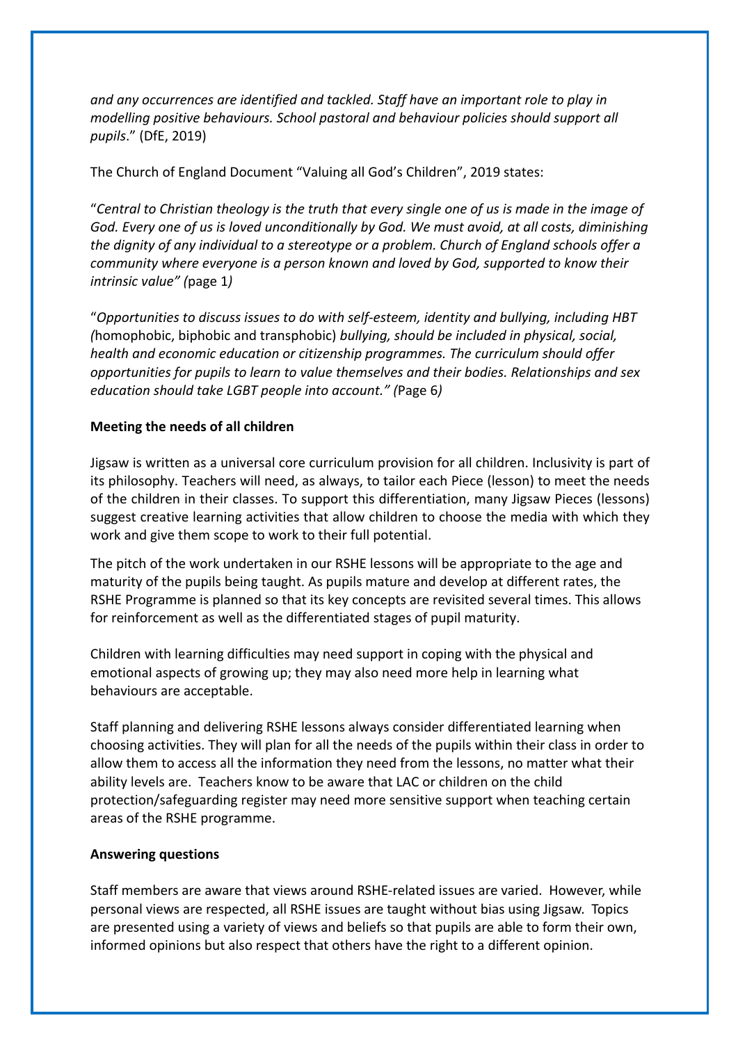*and any occurrences are identified and tackled. Staff have an important role to play in modelling positive behaviours. School pastoral and behaviour policies should support all pupils*." (DfE, 2019)

The Church of England Document "Valuing all God's Children", 2019 states:

"*Central to Christian theology is the truth that every single one of us is made in the image of God. Every one of us is loved unconditionally by God. We must avoid, at all costs, diminishing the dignity of any individual to a stereotype or a problem. Church of England schools offer a community where everyone is a person known and loved by God, supported to know their intrinsic value" (*page 1*)*

"*Opportunities to discuss issues to do with self-esteem, identity and bullying, including HBT (*homophobic, biphobic and transphobic) *bullying, should be included in physical, social, health and economic education or citizenship programmes. The curriculum should offer opportunities for pupils to learn to value themselves and their bodies. Relationships and sex education should take LGBT people into account." (*Page 6*)*

**Meeting the needs of all children**

Jigsaw is written as a universal core curriculum provision for all children. Inclusivity is part of its philosophy. Teachers will need, as always, to tailor each Piece (lesson) to meet the needs of the children in their classes. To support this differentiation, many Jigsaw Pieces (lessons) suggest creative learning activities that allow children to choose the media with which they work and give them scope to work to their full potential.

The pitch of the work undertaken in our RSHE lessons will be appropriate to the age and maturity of the pupils being taught. As pupils mature and develop at different rates, the RSHE Programme is planned so that its key concepts are revisited several times. This allows for reinforcement as well as the differentiated stages of pupil maturity.

Children with learning difficulties may need support in coping with the physical and emotional aspects of growing up; they may also need more help in learning what behaviours are acceptable.

Staff planning and delivering RSHE lessons always consider differentiated learning when choosing activities. They will plan for all the needs of the pupils within their class in order to allow them to access all the information they need from the lessons, no matter what their ability levels are. Teachers know to be aware that LAC or children on the child protection/safeguarding register may need more sensitive support when teaching certain areas of the RSHE programme.

**Answering questions**

Staff members are aware that views around RSHE-related issues are varied. However, while personal views are respected, all RSHE issues are taught without bias using Jigsaw. Topics are presented using a variety of views and beliefs so that pupils are able to form their own, informed opinions but also respect that others have the right to a different opinion.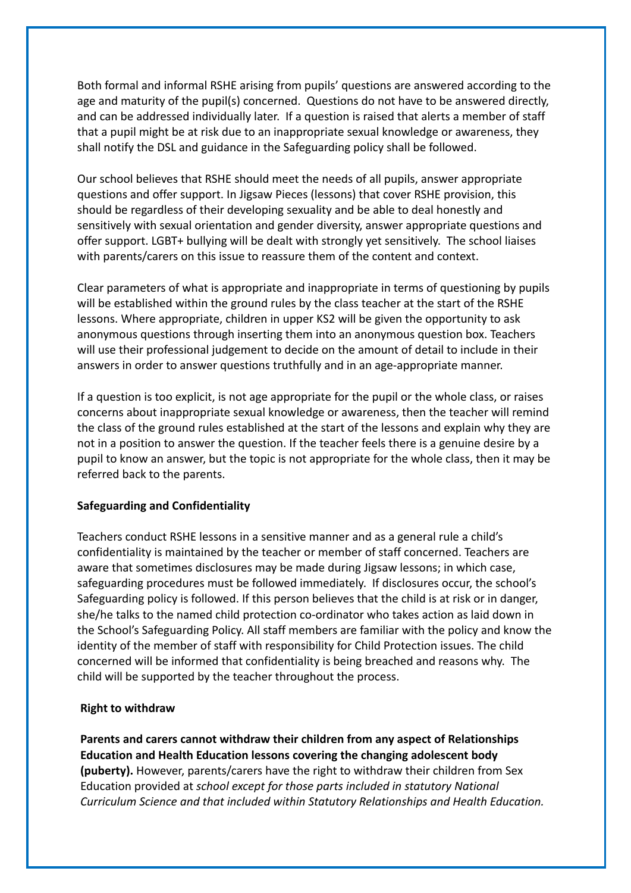Both formal and informal RSHE arising from pupils' questions are answered according to the age and maturity of the pupil(s) concerned. Questions do not have to be answered directly, and can be addressed individually later. If a question is raised that alerts a member of staff that a pupil might be at risk due to an inappropriate sexual knowledge or awareness, they shall notify the DSL and guidance in the Safeguarding policy shall be followed.

Our school believes that RSHE should meet the needs of all pupils, answer appropriate questions and offer support. In Jigsaw Pieces (lessons) that cover RSHE provision, this should be regardless of their developing sexuality and be able to deal honestly and sensitively with sexual orientation and gender diversity, answer appropriate questions and offer support. LGBT+ bullying will be dealt with strongly yet sensitively. The school liaises with parents/carers on this issue to reassure them of the content and context.

Clear parameters of what is appropriate and inappropriate in terms of questioning by pupils will be established within the ground rules by the class teacher at the start of the RSHE lessons. Where appropriate, children in upper KS2 will be given the opportunity to ask anonymous questions through inserting them into an anonymous question box. Teachers will use their professional judgement to decide on the amount of detail to include in their answers in order to answer questions truthfully and in an age-appropriate manner.

If a question is too explicit, is not age appropriate for the pupil or the whole class, or raises concerns about inappropriate sexual knowledge or awareness, then the teacher will remind the class of the ground rules established at the start of the lessons and explain why they are not in a position to answer the question. If the teacher feels there is a genuine desire by a pupil to know an answer, but the topic is not appropriate for the whole class, then it may be referred back to the parents.

**Safeguarding and Confidentiality**

Teachers conduct RSHE lessons in a sensitive manner and as a general rule a child's confidentiality is maintained by the teacher or member of staff concerned. Teachers are aware that sometimes disclosures may be made during Jigsaw lessons; in which case, safeguarding procedures must be followed immediately. If disclosures occur, the school's Safeguarding policy is followed. If this person believes that the child is at risk or in danger, she/he talks to the named child protection co-ordinator who takes action as laid down in the School's Safeguarding Policy. All staff members are familiar with the policy and know the identity of the member of staff with responsibility for Child Protection issues. The child concerned will be informed that confidentiality is being breached and reasons why. The child will be supported by the teacher throughout the process.

**Right to withdraw**

**Parents and carers cannot withdraw their children from any aspect of Relationships Education and Health Education lessons covering the changing adolescent body (puberty).** However, parents/carers have the right to withdraw their children from Sex Education provided at *school except for those parts included in statutory National Curriculum Science and that included within Statutory Relationships and Health Education.*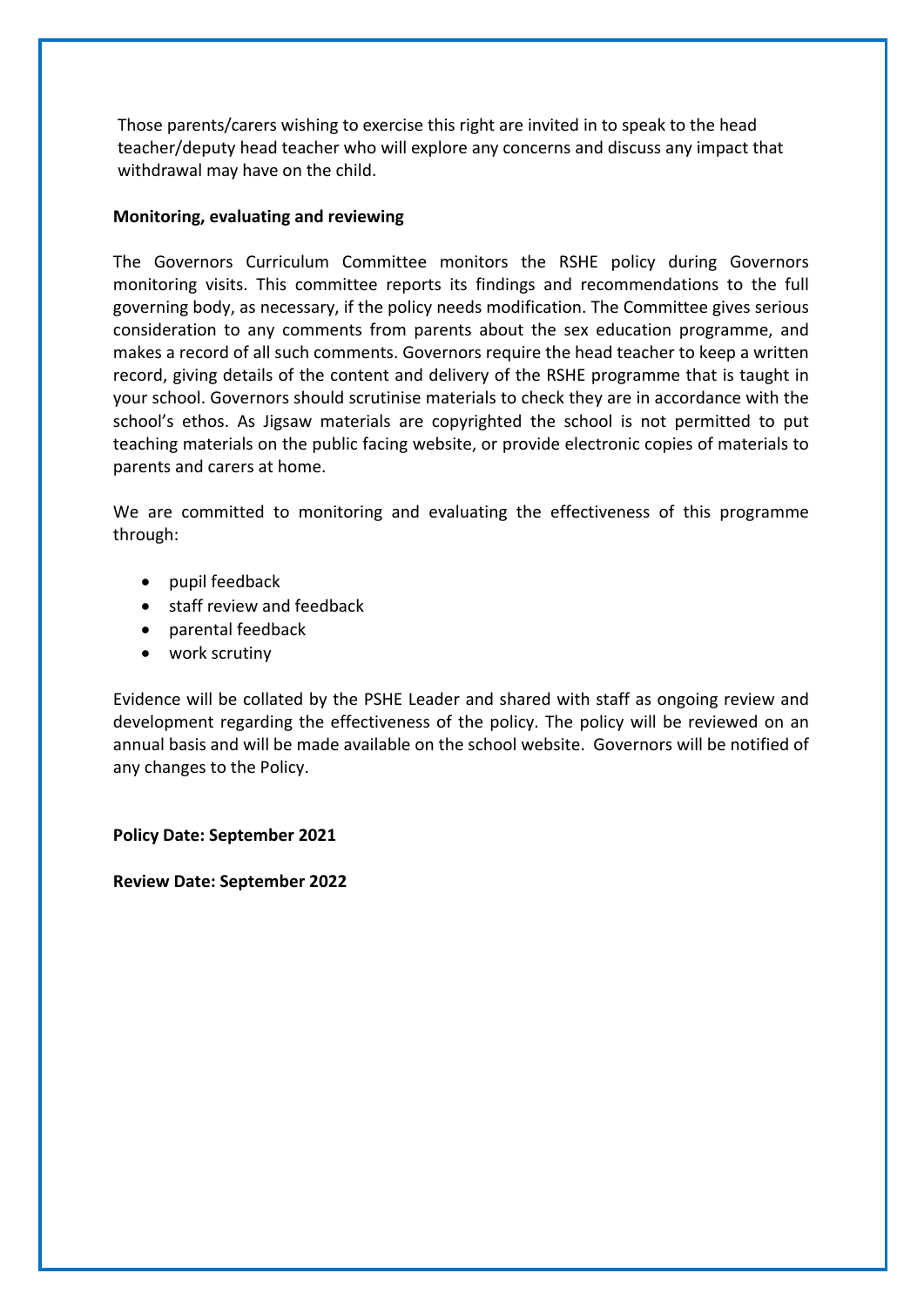Those parents/carers wishing to exercise this right are invited in to speak to the head teacher/deputy head teacher who will explore any concerns and discuss any impact that withdrawal may have on the child.

**Monitoring, evaluating and reviewing**

The Governors Curriculum Committee monitors the RSHE policy during Governors monitoring visits. This committee reports its findings and recommendations to the full governing body, as necessary, if the policy needs modification. The Committee gives serious consideration to any comments from parents about the sex education programme, and makes a record of all such comments. Governors require the head teacher to keep a written record, giving details of the content and delivery of the RSHE programme that is taught in your school. Governors should scrutinise materials to check they are in accordance with the school's ethos. As Jigsaw materials are copyrighted the school is not permitted to put teaching materials on the public facing website, or provide electronic copies of materials to parents and carers at home.

We are committed to monitoring and evaluating the effectiveness of this programme through:

- pupil feedback
- staff review and feedback
- parental feedback
- work scrutiny

Evidence will be collated by the PSHE Leader and shared with staff as ongoing review and development regarding the effectiveness of the policy. The policy will be reviewed on an annual basis and will be made available on the school website. Governors will be notified of any changes to the Policy.

**Policy Date: September 2021**

**Review Date: September 2022**